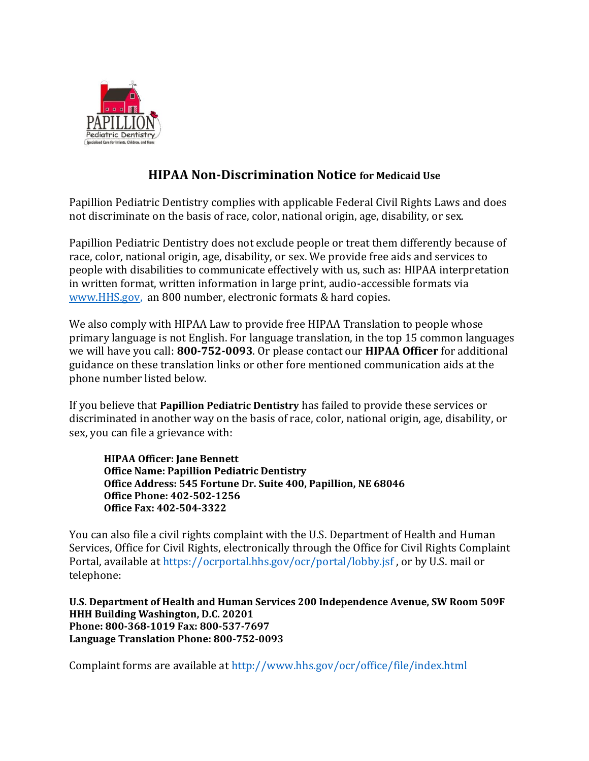# HIPAA Non-Discrimination Notice for Medicaid Use

Papillion Pediatric Dentistry complies with applicable Federal Civil Rights Laws and does not discriminate on the basis of race, color, national origin, age, disability, or sex.

Papillion Pediatric Dentistry does not exclude people or treat them differently because of race, color, national origin, age, disability, or sex. We provide free aids and services to people with disabilities to communicate effectively with us, such as: HIPAA interpretation in written format, written information in large print, audio-accessible formats via www.HHS.gov, an 800 number, electronic formats & hard copies.

We also comply with HIPAA Law to provide free HIPAA Translation to people whose primary language is not English. For language translation, in the top 15 common languages we will have you call: **800-752-0093**. Or please contact our **HIPAA Officer** for additional guidance on these translation links or other fore mentioned communication aids at the phone number listed below.

If you believe that **Papillion Pediatric Dentistry** has failed to provide these services or discriminated in another way on the basis of race, color, national origin, age, disability, or sex, you can file a grievance with:

> **HIPAA Officer: Jane Bennett**
> **Office Name: Papillion Pediatric Dentistry**
> **Office Address: 545 Fortune Dr. Suite 400, Papillion, NE 68046**
> **Office Phone: 402-502-1256**
> **Office Fax: 402-504-3322**

You can also file a civil rights complaint with the U.S. Department of Health and Human Services, Office for Civil Rights, electronically through the Office for Civil Rights Complaint Portal, available at https://ocrportal.hhs.gov/ocr/portal/lobby.jsf , or by U.S. mail or telephone:

**U.S. Department of Health and Human Services 200 Independence Avenue, SW Room 509F HHH Building Washington, D.C. 20201**
**Phone: 800-368-1019 Fax: 800-537-7697**
**Language Translation Phone: 800-752-0093**

Complaint forms are available at http://www.hhs.gov/ocr/office/file/index.html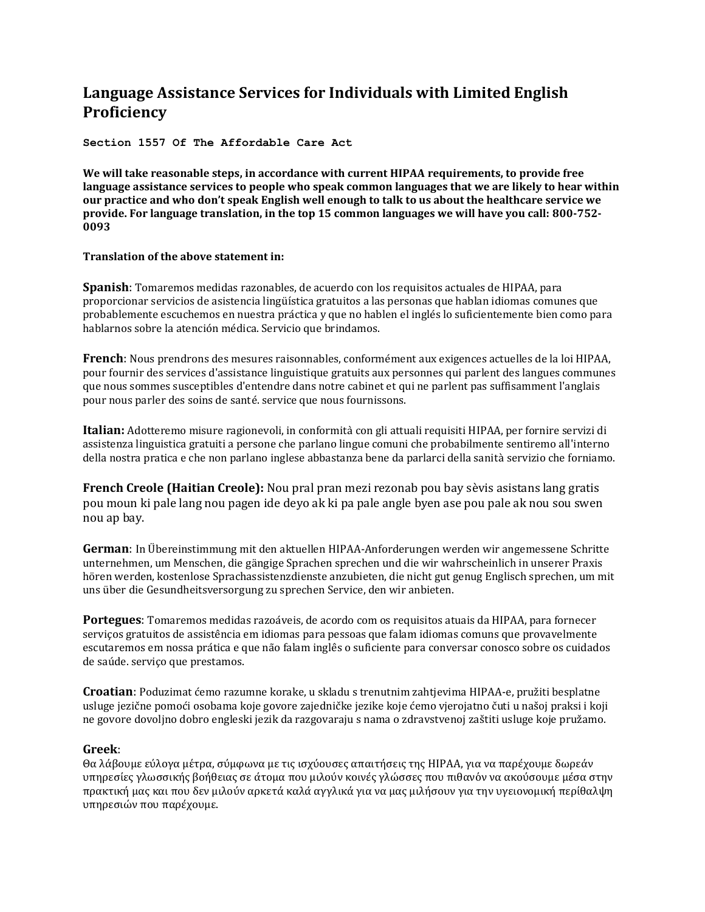# Language Assistance Services for Individuals with Limited English Proficiency

**Section 1557 Of The Affordable Care Act**

**We will take reasonable steps, in accordance with current HIPAA requirements, to provide free language assistance services to people who speak common languages that we are likely to hear within our practice and who don't speak English well enough to talk to us about the healthcare service we provide. For language translation, in the top 15 common languages we will have you call: 800-752-0093**

**Translation of the above statement in:**

**Spanish**: Tomaremos medidas razonables, de acuerdo con los requisitos actuales de HIPAA, para proporcionar servicios de asistencia lingüística gratuitos a las personas que hablan idiomas comunes que probablemente escuchemos en nuestra práctica y que no hablen el inglés lo suficientemente bien como para hablarnos sobre la atención médica. Servicio que brindamos.

**French**: Nous prendrons des mesures raisonnables, conformément aux exigences actuelles de la loi HIPAA, pour fournir des services d'assistance linguistique gratuits aux personnes qui parlent des langues communes que nous sommes susceptibles d'entendre dans notre cabinet et qui ne parlent pas suffisamment l'anglais pour nous parler des soins de santé. service que nous fournissons.

**Italian:** Adotteremo misure ragionevoli, in conformità con gli attuali requisiti HIPAA, per fornire servizi di assistenza linguistica gratuiti a persone che parlano lingue comuni che probabilmente sentiremo all'interno della nostra pratica e che non parlano inglese abbastanza bene da parlarci della sanità servizio che forniamo.

**French Creole (Haitian Creole):** Nou pral pran mezi rezonab pou bay sèvis asistans lang gratis pou moun ki pale lang nou pagen ide deyo ak ki pa pale angle byen ase pou pale ak nou sou swen nou ap bay.

**German**: In Übereinstimmung mit den aktuellen HIPAA-Anforderungen werden wir angemessene Schritte unternehmen, um Menschen, die gängige Sprachen sprechen und die wir wahrscheinlich in unserer Praxis hören werden, kostenlose Sprachassistenzdienste anzubieten, die nicht gut genug Englisch sprechen, um mit uns über die Gesundheitsversorgung zu sprechen Service, den wir anbieten.

**Portegues**: Tomaremos medidas razoáveis, de acordo com os requisitos atuais da HIPAA, para fornecer serviços gratuitos de assistência em idiomas para pessoas que falam idiomas comuns que provavelmente escutaremos em nossa prática e que não falam inglês o suficiente para conversar conosco sobre os cuidados de saúde. serviço que prestamos.

**Croatian**: Poduzimat ćemo razumne korake, u skladu s trenutnim zahtjevima HIPAA-e, pružiti besplatne usluge jezične pomoći osobama koje govore zajedničke jezike koje ćemo vjerojatno čuti u našoj praksi i koji ne govore dovoljno dobro engleski jezik da razgovaraju s nama o zdravstvenoj zaštiti usluge koje pružamo.

**Greek**:
Θα λάβουμε εύλογα μέτρα, σύμφωνα με τις ισχύουσες απαιτήσεις της HIPAA, για να παρέχουμε δωρεάν υπηρεσίες γλωσσικής βοήθειας σε άτομα που μιλούν κοινές γλώσσες που πιθανόν να ακούσουμε μέσα στην πρακτική μας και που δεν μιλούν αρκετά καλά αγγλικά για να μας μιλήσουν για την υγειονομική περίθαλψη υπηρεσιών που παρέχουμε.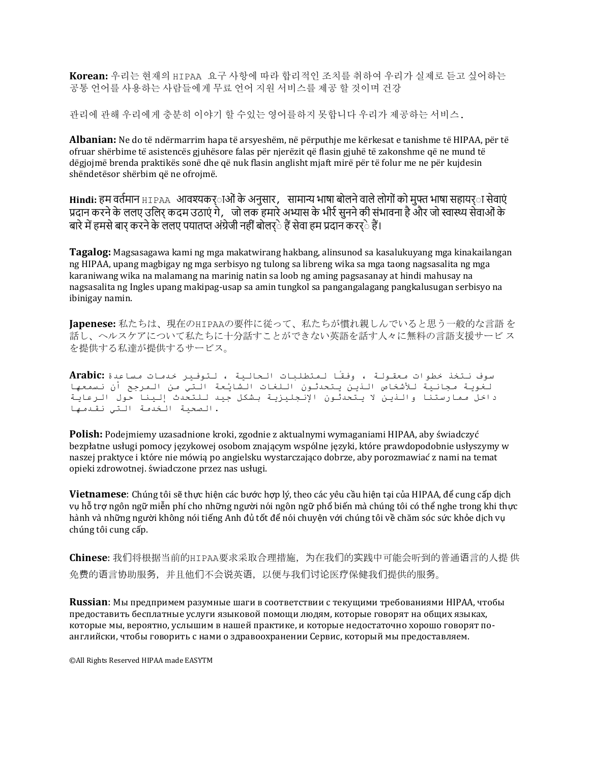**Korean:** 우리는 현재의 HIPAA 요구 사항에 따라 합리적인 조치를 취하여 우리가 실제로 듣고 싶어하는 공통 언어를 사용하는 사람들에게 무료 언어 지원 서비스를 제공 할 것이며 건강

관리에 관해 우리에게 충분히 이야기 할 수있는 영어를하지 못합니다 우리가 제공하는 서비스.

**Albanian:** Ne do të ndërmarrim hapa të arsyeshëm, në përputhje me kërkesat e tanishme të HIPAA, për të ofruar shërbime të asistencës gjuhësore falas për njerëzit që flasin gjuhë të zakonshme që ne mund të dëgjojmë brenda praktikës sonë dhe që nuk flasin anglisht mjaft mirë për të folur me ne për kujdesin shëndetësor shërbim që ne ofrojmë.

**Hindi:** हम वर्तमान HIPAA आवश्यकर्ाओं के अनुसार, सामान्य भाषा बोलने वाले लोगों को मुफ्त भाषा सहायर्ा सेवाएं प्रदान करने के ललए उलिर् कदम उठाएं गे, जो लक हमारे अभ्यास के भीर्र सुनने की संभावना है और जो स्वास्थ्य सेवाओं के बारे में हमसे बार् करने के ललए पयातप्त अंग्रेजी नहीं बोलर्े हैं सेवा हम प्रदान करर्े हैं।

**Tagalog:** Magsasagawa kami ng mga makatwirang hakbang, alinsunod sa kasalukuyang mga kinakailangan ng HIPAA, upang magbigay ng mga serbisyo ng tulong sa libreng wika sa mga taong nagsasalita ng mga karaniwang wika na malamang na marinig natin sa loob ng aming pagsasanay at hindi mahusay na nagsasalita ng Ingles upang makipag-usap sa amin tungkol sa pangangalagang pangkalusugan serbisyo na ibinigay namin.

**Japanese:** 私たちは、現在のHIPAAの要件に従って、私たちが慣れ親しんでいると思う一般的な言語 を話し、ヘルスケアについて私たちに十分話すことができない英語を話す人々に無料の言語支援サービ スを提供する私達が提供するサービス。

**Arabic:** سوف نتخذ خطوات معقولة ، وفقًا لمتطلبات الحالية ، لتوفير خدمات مساعدة لغوية مجانية للأشخاص الذين يتحدثون اللغات الشائعة التي من المرجح أن نسمعها داخل ممارستنا والذين لا يتحدثون الإنجليزية بشكل جيد للتحدث إلينا حول الرعاية الصحية الخدمة التي نقدمها.

**Polish:** Podejmiemy uzasadnione kroki, zgodnie z aktualnymi wymaganiami HIPAA, aby świadczyć bezpłatne usługi pomocy językowej osobom znającym wspólne języki, które prawdopodobnie usłyszymy w naszej praktyce i które nie mówią po angielsku wystarczająco dobrze, aby porozmawiać z nami na temat opieki zdrowotnej. świadczone przez nas usługi.

**Vietnamese**: Chúng tôi sẽ thực hiện các bước hợp lý, theo các yêu cầu hiện tại của HIPAA, để cung cấp dịch vụ hỗ trợ ngôn ngữ miễn phí cho những người nói ngôn ngữ phổ biến mà chúng tôi có thể nghe trong khi thực hành và những người không nói tiếng Anh đủ tốt để nói chuyện với chúng tôi về chăm sóc sức khỏe dịch vụ chúng tôi cung cấp.

**Chinese**: 我们将根据当前的HIPAA要求采取合理措施，为在我们的实践中可能会听到的普通语言的人提 供免费的语言协助服务，并且他们不会说英语，以便与我们讨论医疗保健我们提供的服务。

**Russian**: Мы предпримем разумные шаги в соответствии с текущими требованиями HIPAA, чтобы предоставить бесплатные услуги языковой помощи людям, которые говорят на общих языках, которые мы, вероятно, услышим в нашей практике, и которые недостаточно хорошо говорят по-английски, чтобы говорить с нами о здравоохранении Сервис, который мы предоставляем.

©All Rights Reserved HIPAA made EASYTM